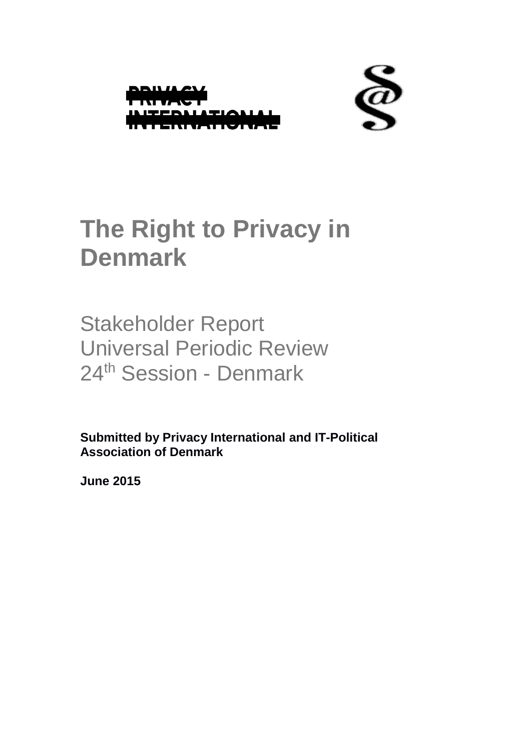PRIVACY INTERNATIONAL

# The Right to Privacy in Denmark

## Stakeholder Report
## Universal Periodic Review
## 24th Session - Denmark

**Submitted by Privacy International and IT-Political Association of Denmark**

**June 2015**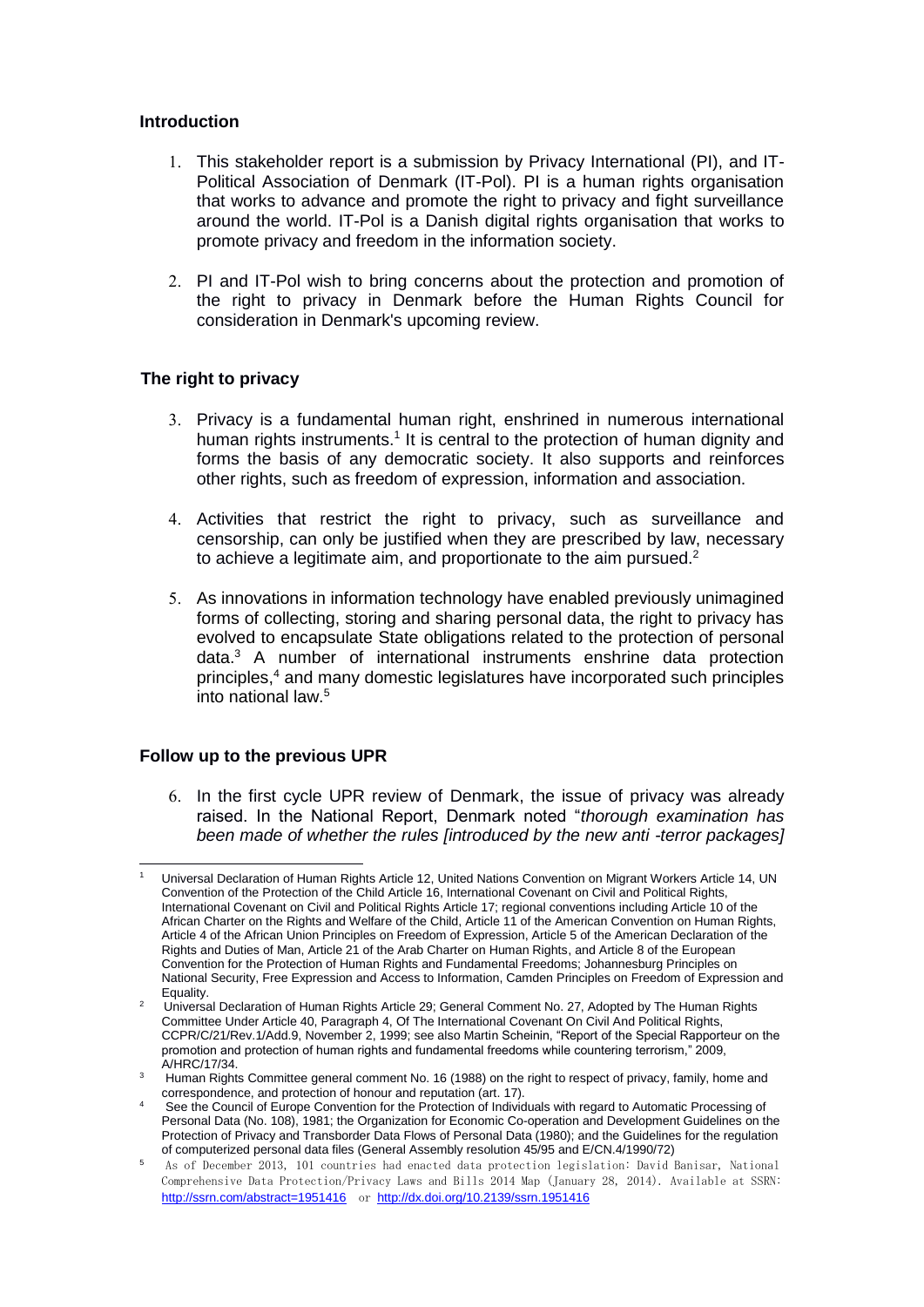## Introduction

1. This stakeholder report is a submission by Privacy International (PI), and IT-Political Association of Denmark (IT-Pol). PI is a human rights organisation that works to advance and promote the right to privacy and fight surveillance around the world. IT-Pol is a Danish digital rights organisation that works to promote privacy and freedom in the information society.

2. PI and IT-Pol wish to bring concerns about the protection and promotion of the right to privacy in Denmark before the Human Rights Council for consideration in Denmark's upcoming review.

## The right to privacy

3. Privacy is a fundamental human right, enshrined in numerous international human rights instruments.[1] It is central to the protection of human dignity and forms the basis of any democratic society. It also supports and reinforces other rights, such as freedom of expression, information and association.

4. Activities that restrict the right to privacy, such as surveillance and censorship, can only be justified when they are prescribed by law, necessary to achieve a legitimate aim, and proportionate to the aim pursued.[2]

5. As innovations in information technology have enabled previously unimagined forms of collecting, storing and sharing personal data, the right to privacy has evolved to encapsulate State obligations related to the protection of personal data.[3] A number of international instruments enshrine data protection principles,[4] and many domestic legislatures have incorporated such principles into national law.[5]

## Follow up to the previous UPR

6. In the first cycle UPR review of Denmark, the issue of privacy was already raised. In the National Report, Denmark noted "*thorough examination has been made of whether the rules [introduced by the new anti -terror packages]*

---

[1] Universal Declaration of Human Rights Article 12, United Nations Convention on Migrant Workers Article 14, UN Convention of the Protection of the Child Article 16, International Covenant on Civil and Political Rights, International Covenant on Civil and Political Rights Article 17; regional conventions including Article 10 of the African Charter on the Rights and Welfare of the Child, Article 11 of the American Convention on Human Rights, Article 4 of the African Union Principles on Freedom of Expression, Article 5 of the American Declaration of the Rights and Duties of Man, Article 21 of the Arab Charter on Human Rights, and Article 8 of the European Convention for the Protection of Human Rights and Fundamental Freedoms; Johannesburg Principles on National Security, Free Expression and Access to Information, Camden Principles on Freedom of Expression and Equality.

[2] Universal Declaration of Human Rights Article 29; General Comment No. 27, Adopted by The Human Rights Committee Under Article 40, Paragraph 4, Of The International Covenant On Civil And Political Rights, CCPR/C/21/Rev.1/Add.9, November 2, 1999; see also Martin Scheinin, "Report of the Special Rapporteur on the promotion and protection of human rights and fundamental freedoms while countering terrorism," 2009, A/HRC/17/34.

[3] Human Rights Committee general comment No. 16 (1988) on the right to respect of privacy, family, home and correspondence, and protection of honour and reputation (art. 17).

[4] See the Council of Europe Convention for the Protection of Individuals with regard to Automatic Processing of Personal Data (No. 108), 1981; the Organization for Economic Co-operation and Development Guidelines on the Protection of Privacy and Transborder Data Flows of Personal Data (1980); and the Guidelines for the regulation of computerized personal data files (General Assembly resolution 45/95 and E/CN.4/1990/72)

[5] As of December 2013, 101 countries had enacted data protection legislation: David Banisar, National Comprehensive Data Protection/Privacy Laws and Bills 2014 Map (January 28, 2014). Available at SSRN: http://ssrn.com/abstract=1951416 or http://dx.doi.org/10.2139/ssrn.1951416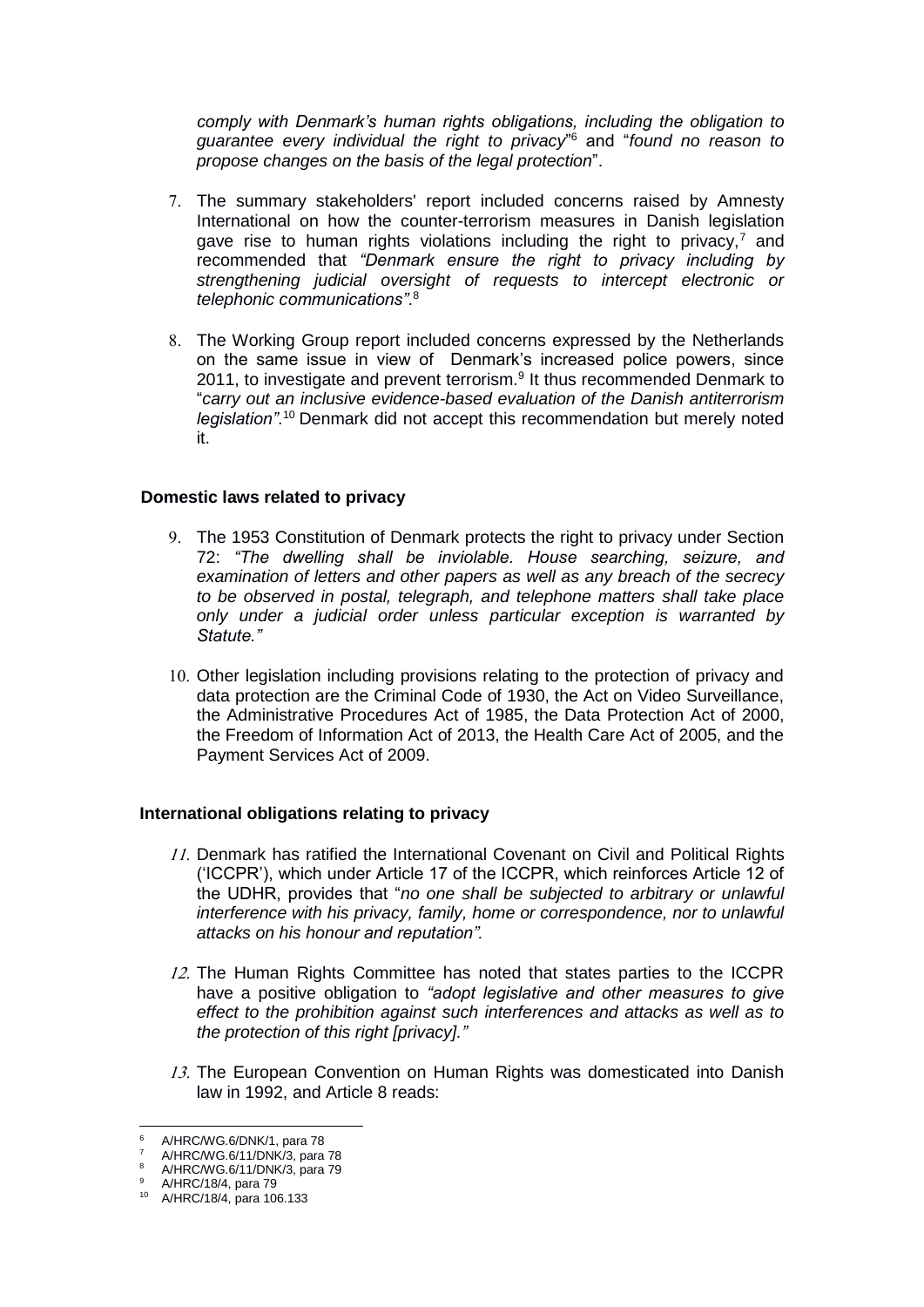*comply with Denmark's human rights obligations, including the obligation to guarantee every individual the right to privacy*"[6] and "*found no reason to propose changes on the basis of the legal protection*".

7. The summary stakeholders' report included concerns raised by Amnesty International on how the counter-terrorism measures in Danish legislation gave rise to human rights violations including the right to privacy,[7] and recommended that *"Denmark ensure the right to privacy including by strengthening judicial oversight of requests to intercept electronic or telephonic communications"*.[8]

8. The Working Group report included concerns expressed by the Netherlands on the same issue in view of Denmark's increased police powers, since 2011, to investigate and prevent terrorism.[9] It thus recommended Denmark to "*carry out an inclusive evidence-based evaluation of the Danish antiterrorism legislation"*.[10] Denmark did not accept this recommendation but merely noted it.

### Domestic laws related to privacy

9. The 1953 Constitution of Denmark protects the right to privacy under Section 72: *"The dwelling shall be inviolable. House searching, seizure, and examination of letters and other papers as well as any breach of the secrecy to be observed in postal, telegraph, and telephone matters shall take place only under a judicial order unless particular exception is warranted by Statute."*

10. Other legislation including provisions relating to the protection of privacy and data protection are the Criminal Code of 1930, the Act on Video Surveillance, the Administrative Procedures Act of 1985, the Data Protection Act of 2000, the Freedom of Information Act of 2013, the Health Care Act of 2005, and the Payment Services Act of 2009.

### International obligations relating to privacy

11. Denmark has ratified the International Covenant on Civil and Political Rights ('ICCPR'), which under Article 17 of the ICCPR, which reinforces Article 12 of the UDHR, provides that "*no one shall be subjected to arbitrary or unlawful interference with his privacy, family, home or correspondence, nor to unlawful attacks on his honour and reputation".*

12. The Human Rights Committee has noted that states parties to the ICCPR have a positive obligation to *"adopt legislative and other measures to give effect to the prohibition against such interferences and attacks as well as to the protection of this right [privacy]."*

13. The European Convention on Human Rights was domesticated into Danish law in 1992, and Article 8 reads:

---

[6] A/HRC/WG.6/DNK/1, para 78
[7] A/HRC/WG.6/11/DNK/3, para 78
[8] A/HRC/WG.6/11/DNK/3, para 79
[9] A/HRC/18/4, para 79
[10] A/HRC/18/4, para 106.133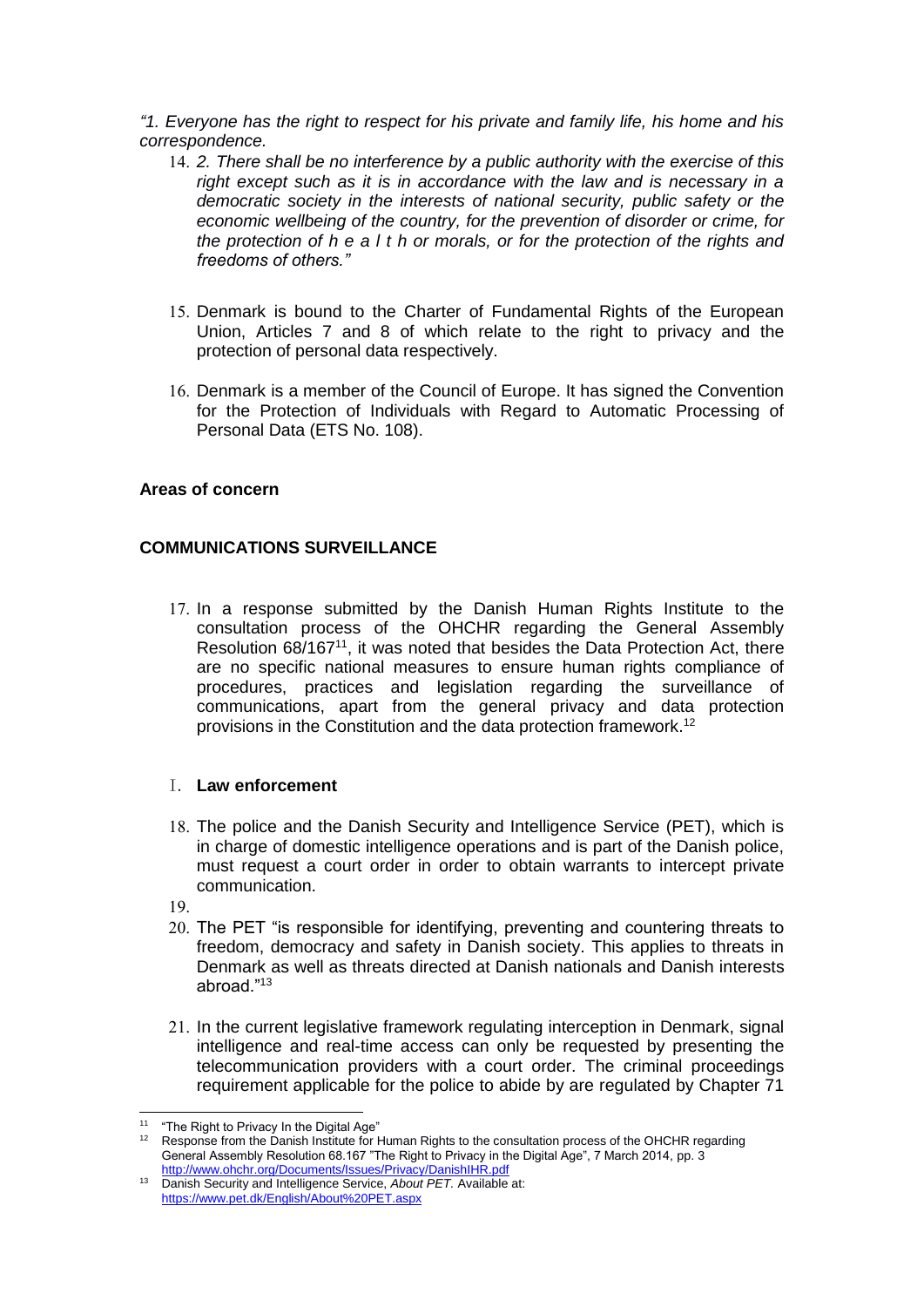*"1. Everyone has the right to respect for his private and family life, his home and his correspondence.*

14. *2. There shall be no interference by a public authority with the exercise of this right except such as it is in accordance with the law and is necessary in a democratic society in the interests of national security, public safety or the economic wellbeing of the country, for the prevention of disorder or crime, for the protection of h e a l t h or morals, or for the protection of the rights and freedoms of others."*

15. Denmark is bound to the Charter of Fundamental Rights of the European Union, Articles 7 and 8 of which relate to the right to privacy and the protection of personal data respectively.

16. Denmark is a member of the Council of Europe. It has signed the Convention for the Protection of Individuals with Regard to Automatic Processing of Personal Data (ETS No. 108).

**Areas of concern**

**COMMUNICATIONS SURVEILLANCE**

17. In a response submitted by the Danish Human Rights Institute to the consultation process of the OHCHR regarding the General Assembly Resolution 68/167[11], it was noted that besides the Data Protection Act, there are no specific national measures to ensure human rights compliance of procedures, practices and legislation regarding the surveillance of communications, apart from the general privacy and data protection provisions in the Constitution and the data protection framework.[12]

I. **Law enforcement**

18. The police and the Danish Security and Intelligence Service (PET), which is in charge of domestic intelligence operations and is part of the Danish police, must request a court order in order to obtain warrants to intercept private communication.

19. 

20. The PET "is responsible for identifying, preventing and countering threats to freedom, democracy and safety in Danish society. This applies to threats in Denmark as well as threats directed at Danish nationals and Danish interests abroad."[13]

21. In the current legislative framework regulating interception in Denmark, signal intelligence and real-time access can only be requested by presenting the telecommunication providers with a court order. The criminal proceedings requirement applicable for the police to abide by are regulated by Chapter 71

---

[11] "The Right to Privacy In the Digital Age"

[12] Response from the Danish Institute for Human Rights to the consultation process of the OHCHR regarding General Assembly Resolution 68.167 "The Right to Privacy in the Digital Age", 7 March 2014, pp. 3 http://www.ohchr.org/Documents/Issues/Privacy/DanishIHR.pdf

[13] Danish Security and Intelligence Service, *About PET.* Available at: https://www.pet.dk/English/About%20PET.aspx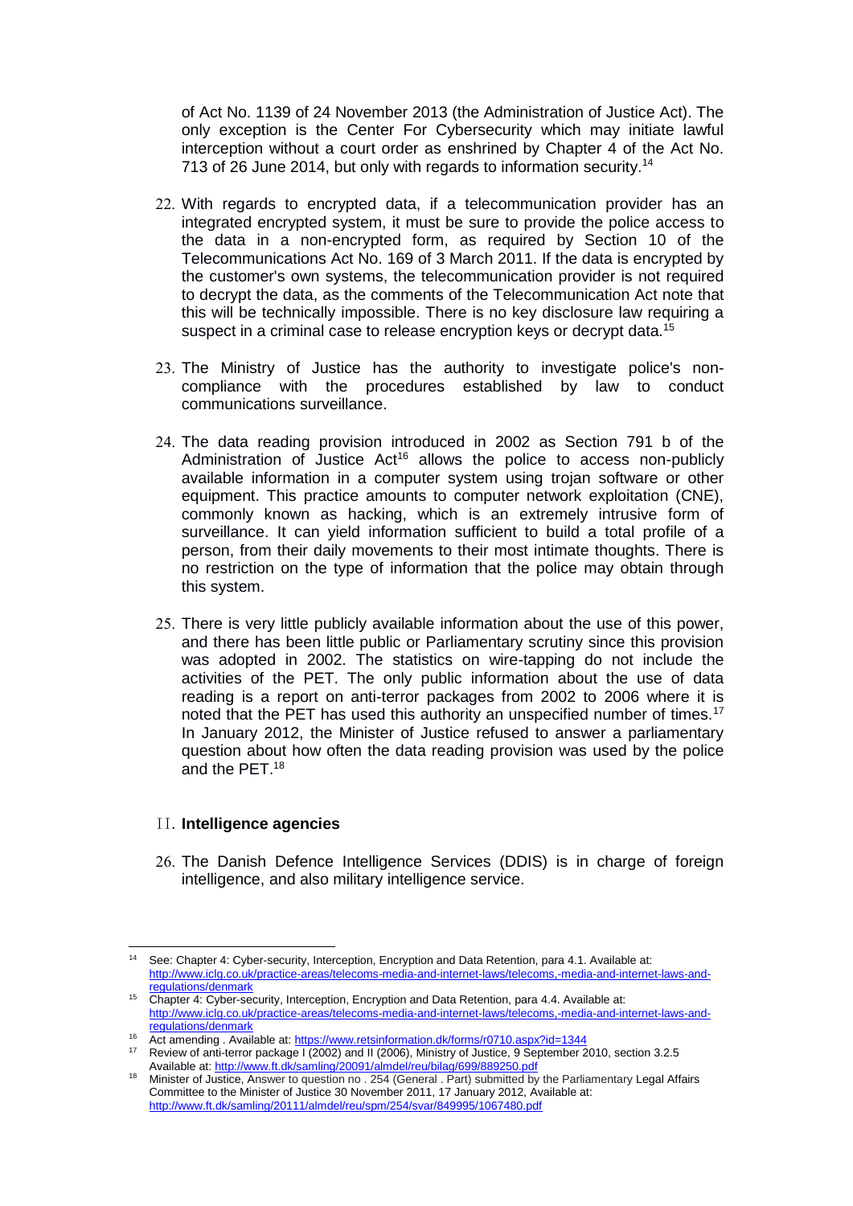of Act No. 1139 of 24 November 2013 (the Administration of Justice Act). The only exception is the Center For Cybersecurity which may initiate lawful interception without a court order as enshrined by Chapter 4 of the Act No. 713 of 26 June 2014, but only with regards to information security.[14]

22. With regards to encrypted data, if a telecommunication provider has an integrated encrypted system, it must be sure to provide the police access to the data in a non-encrypted form, as required by Section 10 of the Telecommunications Act No. 169 of 3 March 2011. If the data is encrypted by the customer's own systems, the telecommunication provider is not required to decrypt the data, as the comments of the Telecommunication Act note that this will be technically impossible. There is no key disclosure law requiring a suspect in a criminal case to release encryption keys or decrypt data.[15]

23. The Ministry of Justice has the authority to investigate police's non-compliance with the procedures established by law to conduct communications surveillance.

24. The data reading provision introduced in 2002 as Section 791 b of the Administration of Justice Act[16] allows the police to access non-publicly available information in a computer system using trojan software or other equipment. This practice amounts to computer network exploitation (CNE), commonly known as hacking, which is an extremely intrusive form of surveillance. It can yield information sufficient to build a total profile of a person, from their daily movements to their most intimate thoughts. There is no restriction on the type of information that the police may obtain through this system.

25. There is very little publicly available information about the use of this power, and there has been little public or Parliamentary scrutiny since this provision was adopted in 2002. The statistics on wire-tapping do not include the activities of the PET. The only public information about the use of data reading is a report on anti-terror packages from 2002 to 2006 where it is noted that the PET has used this authority an unspecified number of times.[17] In January 2012, the Minister of Justice refused to answer a parliamentary question about how often the data reading provision was used by the police and the PET.[18]

## II. Intelligence agencies

26. The Danish Defence Intelligence Services (DDIS) is in charge of foreign intelligence, and also military intelligence service.

---

[14] See: Chapter 4: Cyber-security, Interception, Encryption and Data Retention, para 4.1. Available at: http://www.iclg.co.uk/practice-areas/telecoms-media-and-internet-laws/telecoms,-media-and-internet-laws-and-regulations/denmark

[15] Chapter 4: Cyber-security, Interception, Encryption and Data Retention, para 4.4. Available at: http://www.iclg.co.uk/practice-areas/telecoms-media-and-internet-laws/telecoms,-media-and-internet-laws-and-regulations/denmark

[16] Act amending . Available at: https://www.retsinformation.dk/forms/r0710.aspx?id=1344

[17] Review of anti-terror package I (2002) and II (2006), Ministry of Justice, 9 September 2010, section 3.2.5 Available at: http://www.ft.dk/samling/20091/almdel/reu/bilag/699/889250.pdf

[18] Minister of Justice, Answer to question no . 254 (General . Part) submitted by the Parliamentary Legal Affairs Committee to the Minister of Justice 30 November 2011, 17 January 2012, Available at: http://www.ft.dk/samling/20111/almdel/reu/spm/254/svar/849995/1067480.pdf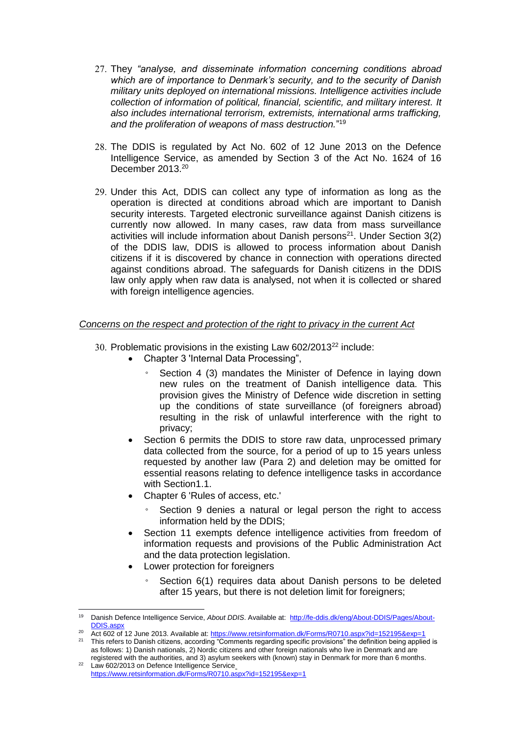27. They *"analyse, and disseminate information concerning conditions abroad which are of importance to Denmark's security, and to the security of Danish military units deployed on international missions. Intelligence activities include collection of information of political, financial, scientific, and military interest. It also includes international terrorism, extremists, international arms trafficking, and the proliferation of weapons of mass destruction."*[19]

28. The DDIS is regulated by Act No. 602 of 12 June 2013 on the Defence Intelligence Service, as amended by Section 3 of the Act No. 1624 of 16 December 2013.[20]

29. Under this Act, DDIS can collect any type of information as long as the operation is directed at conditions abroad which are important to Danish security interests. Targeted electronic surveillance against Danish citizens is currently now allowed. In many cases, raw data from mass surveillance activities will include information about Danish persons[21]. Under Section 3(2) of the DDIS law, DDIS is allowed to process information about Danish citizens if it is discovered by chance in connection with operations directed against conditions abroad. The safeguards for Danish citizens in the DDIS law only apply when raw data is analysed, not when it is collected or shared with foreign intelligence agencies.

*Concerns on the respect and protection of the right to privacy in the current Act*

30. Problematic provisions in the existing Law 602/2013[22] include:
    - Chapter 3 'Internal Data Processing",
        - Section 4 (3) mandates the Minister of Defence in laying down new rules on the treatment of Danish intelligence data. This provision gives the Ministry of Defence wide discretion in setting up the conditions of state surveillance (of foreigners abroad) resulting in the risk of unlawful interference with the right to privacy;
    - Section 6 permits the DDIS to store raw data, unprocessed primary data collected from the source, for a period of up to 15 years unless requested by another law (Para 2) and deletion may be omitted for essential reasons relating to defence intelligence tasks in accordance with Section1.1.
    - Chapter 6 'Rules of access, etc.'
        - Section 9 denies a natural or legal person the right to access information held by the DDIS;
    - Section 11 exempts defence intelligence activities from freedom of information requests and provisions of the Public Administration Act and the data protection legislation.
    - Lower protection for foreigners
        - Section 6(1) requires data about Danish persons to be deleted after 15 years, but there is not deletion limit for foreigners;

---

[19] Danish Defence Intelligence Service, *About DDIS*. Available at: http://fe-ddis.dk/eng/About-DDIS/Pages/About-DDIS.aspx

[20] Act 602 of 12 June 2013. Available at: https://www.retsinformation.dk/Forms/R0710.aspx?id=152195&exp=1

[21] This refers to Danish citizens, according "Comments regarding specific provisions" the definition being applied is as follows: 1) Danish nationals, 2) Nordic citizens and other foreign nationals who live in Denmark and are registered with the authorities, and 3) asylum seekers with (known) stay in Denmark for more than 6 months.

[22] Law 602/2013 on Defence Intelligence Service https://www.retsinformation.dk/Forms/R0710.aspx?id=152195&exp=1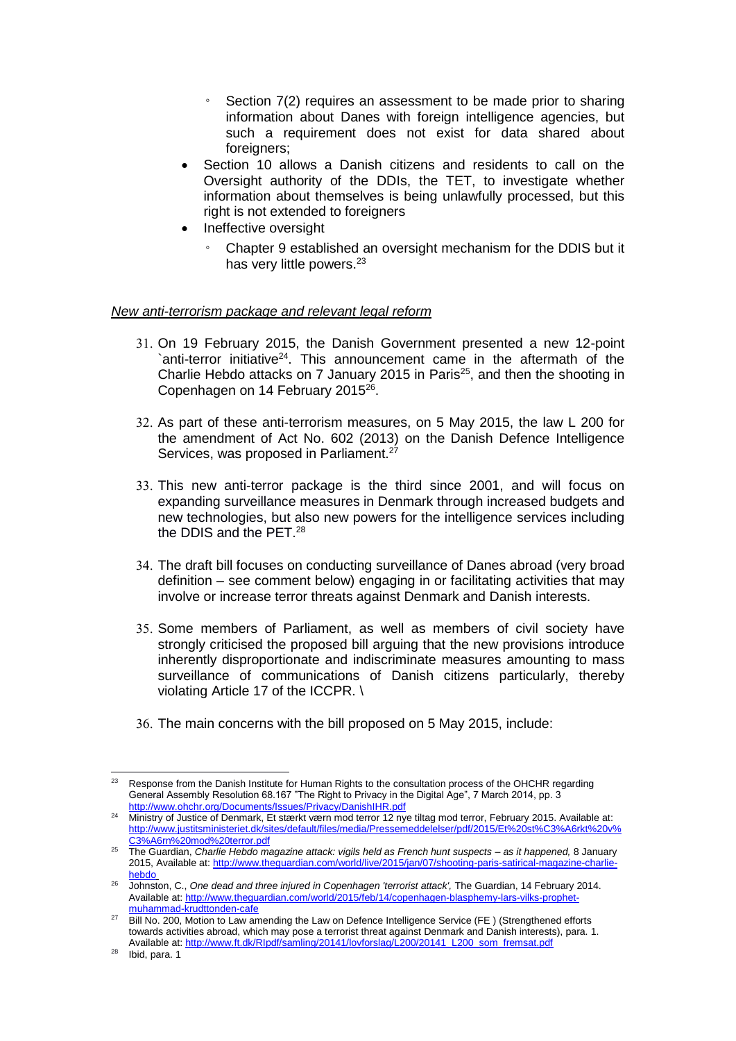- ◦ Section 7(2) requires an assessment to be made prior to sharing information about Danes with foreign intelligence agencies, but such a requirement does not exist for data shared about foreigners;
- Section 10 allows a Danish citizens and residents to call on the Oversight authority of the DDIs, the TET, to investigate whether information about themselves is being unlawfully processed, but this right is not extended to foreigners
- Ineffective oversight
  - ◦ Chapter 9 established an oversight mechanism for the DDIS but it has very little powers.[23]

*New anti-terrorism package and relevant legal reform*

31. On 19 February 2015, the Danish Government presented a new 12-point `anti-terror initiative[24]. This announcement came in the aftermath of the Charlie Hebdo attacks on 7 January 2015 in Paris[25], and then the shooting in Copenhagen on 14 February 2015[26].

32. As part of these anti-terrorism measures, on 5 May 2015, the law L 200 for the amendment of Act No. 602 (2013) on the Danish Defence Intelligence Services, was proposed in Parliament.[27]

33. This new anti-terror package is the third since 2001, and will focus on expanding surveillance measures in Denmark through increased budgets and new technologies, but also new powers for the intelligence services including the DDIS and the PET.[28]

34. The draft bill focuses on conducting surveillance of Danes abroad (very broad definition – see comment below) engaging in or facilitating activities that may involve or increase terror threats against Denmark and Danish interests.

35. Some members of Parliament, as well as members of civil society have strongly criticised the proposed bill arguing that the new provisions introduce inherently disproportionate and indiscriminate measures amounting to mass surveillance of communications of Danish citizens particularly, thereby violating Article 17 of the ICCPR. \

36. The main concerns with the bill proposed on 5 May 2015, include:

---

[23] Response from the Danish Institute for Human Rights to the consultation process of the OHCHR regarding General Assembly Resolution 68.167 "The Right to Privacy in the Digital Age", 7 March 2014, pp. 3 http://www.ohchr.org/Documents/Issues/Privacy/DanishIHR.pdf

[24] Ministry of Justice of Denmark, Et stærkt værn mod terror 12 nye tiltag mod terror, February 2015. Available at: http://www.justitsministeriet.dk/sites/default/files/media/Pressemeddelelser/pdf/2015/Et%20st%C3%A6rkt%20v%C3%A6rn%20mod%20terror.pdf

[25] The Guardian, *Charlie Hebdo magazine attack: vigils held as French hunt suspects – as it happened,* 8 January 2015, Available at: http://www.theguardian.com/world/live/2015/jan/07/shooting-paris-satirical-magazine-charlie-hebdo

[26] Johnston, C., *One dead and three injured in Copenhagen 'terrorist attack',* The Guardian, 14 February 2014. Available at: http://www.theguardian.com/world/2015/feb/14/copenhagen-blasphemy-lars-vilks-prophet-muhammad-krudttonden-cafe

[27] Bill No. 200, Motion to Law amending the Law on Defence Intelligence Service (FE ) (Strengthened efforts towards activities abroad, which may pose a terrorist threat against Denmark and Danish interests), para. 1. Available at: http://www.ft.dk/RIpdf/samling/20141/lovforslag/L200/20141_L200_som_fremsat.pdf

[28] Ibid, para. 1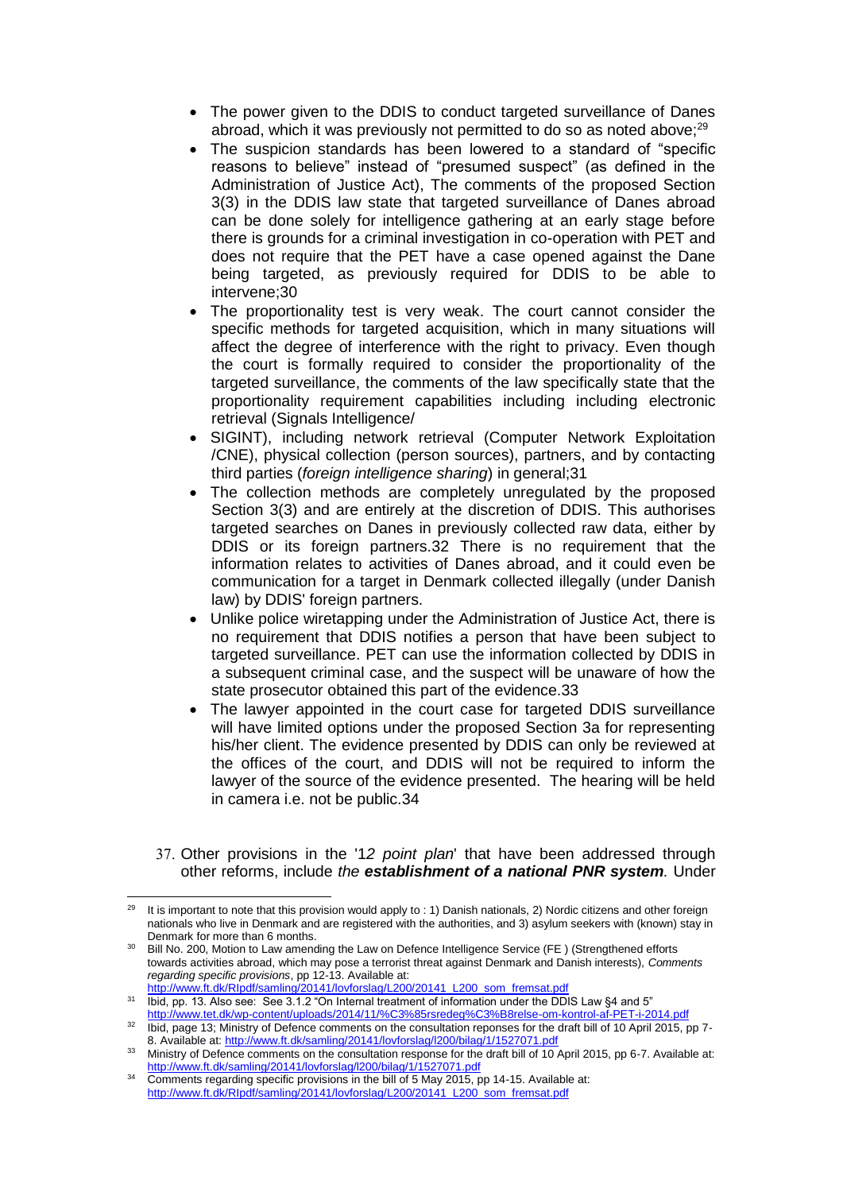- The power given to the DDIS to conduct targeted surveillance of Danes abroad, which it was previously not permitted to do so as noted above;[29]
- The suspicion standards has been lowered to a standard of "specific reasons to believe" instead of "presumed suspect" (as defined in the Administration of Justice Act), The comments of the proposed Section 3(3) in the DDIS law state that targeted surveillance of Danes abroad can be done solely for intelligence gathering at an early stage before there is grounds for a criminal investigation in co-operation with PET and does not require that the PET have a case opened against the Dane being targeted, as previously required for DDIS to be able to intervene;30
- The proportionality test is very weak. The court cannot consider the specific methods for targeted acquisition, which in many situations will affect the degree of interference with the right to privacy. Even though the court is formally required to consider the proportionality of the targeted surveillance, the comments of the law specifically state that the proportionality requirement capabilities including including electronic retrieval (Signals Intelligence/
- SIGINT), including network retrieval (Computer Network Exploitation /CNE), physical collection (person sources), partners, and by contacting third parties (*foreign intelligence sharing*) in general;31
- The collection methods are completely unregulated by the proposed Section 3(3) and are entirely at the discretion of DDIS. This authorises targeted searches on Danes in previously collected raw data, either by DDIS or its foreign partners.32 There is no requirement that the information relates to activities of Danes abroad, and it could even be communication for a target in Denmark collected illegally (under Danish law) by DDIS' foreign partners.
- Unlike police wiretapping under the Administration of Justice Act, there is no requirement that DDIS notifies a person that have been subject to targeted surveillance. PET can use the information collected by DDIS in a subsequent criminal case, and the suspect will be unaware of how the state prosecutor obtained this part of the evidence.33
- The lawyer appointed in the court case for targeted DDIS surveillance will have limited options under the proposed Section 3a for representing his/her client. The evidence presented by DDIS can only be reviewed at the offices of the court, and DDIS will not be required to inform the lawyer of the source of the evidence presented. The hearing will be held in camera i.e. not be public.34

37. Other provisions in the '1*2 point plan*' that have been addressed through other reforms, include *the **establishment of a national PNR system**.* Under

---

[29] It is important to note that this provision would apply to : 1) Danish nationals, 2) Nordic citizens and other foreign nationals who live in Denmark and are registered with the authorities, and 3) asylum seekers with (known) stay in Denmark for more than 6 months.

[30] Bill No. 200, Motion to Law amending the Law on Defence Intelligence Service (FE ) (Strengthened efforts towards activities abroad, which may pose a terrorist threat against Denmark and Danish interests), *Comments regarding specific provisions*, pp 12-13. Available at: http://www.ft.dk/RIpdf/samling/20141/lovforslag/L200/20141_L200_som_fremsat.pdf

[31] Ibid, pp. 13. Also see: See 3.1.2 "On Internal treatment of information under the DDIS Law §4 and 5" http://www.tet.dk/wp-content/uploads/2014/11/%C3%85rsredeg%C3%B8relse-om-kontrol-af-PET-i-2014.pdf

[32] Ibid, page 13; Ministry of Defence comments on the consultation reponses for the draft bill of 10 April 2015, pp 7-8. Available at: http://www.ft.dk/samling/20141/lovforslag/l200/bilag/1/1527071.pdf

[33] Ministry of Defence comments on the consultation response for the draft bill of 10 April 2015, pp 6-7. Available at: http://www.ft.dk/samling/20141/lovforslag/l200/bilag/1/1527071.pdf

[34] Comments regarding specific provisions in the bill of 5 May 2015, pp 14-15. Available at: http://www.ft.dk/RIpdf/samling/20141/lovforslag/L200/20141_L200_som_fremsat.pdf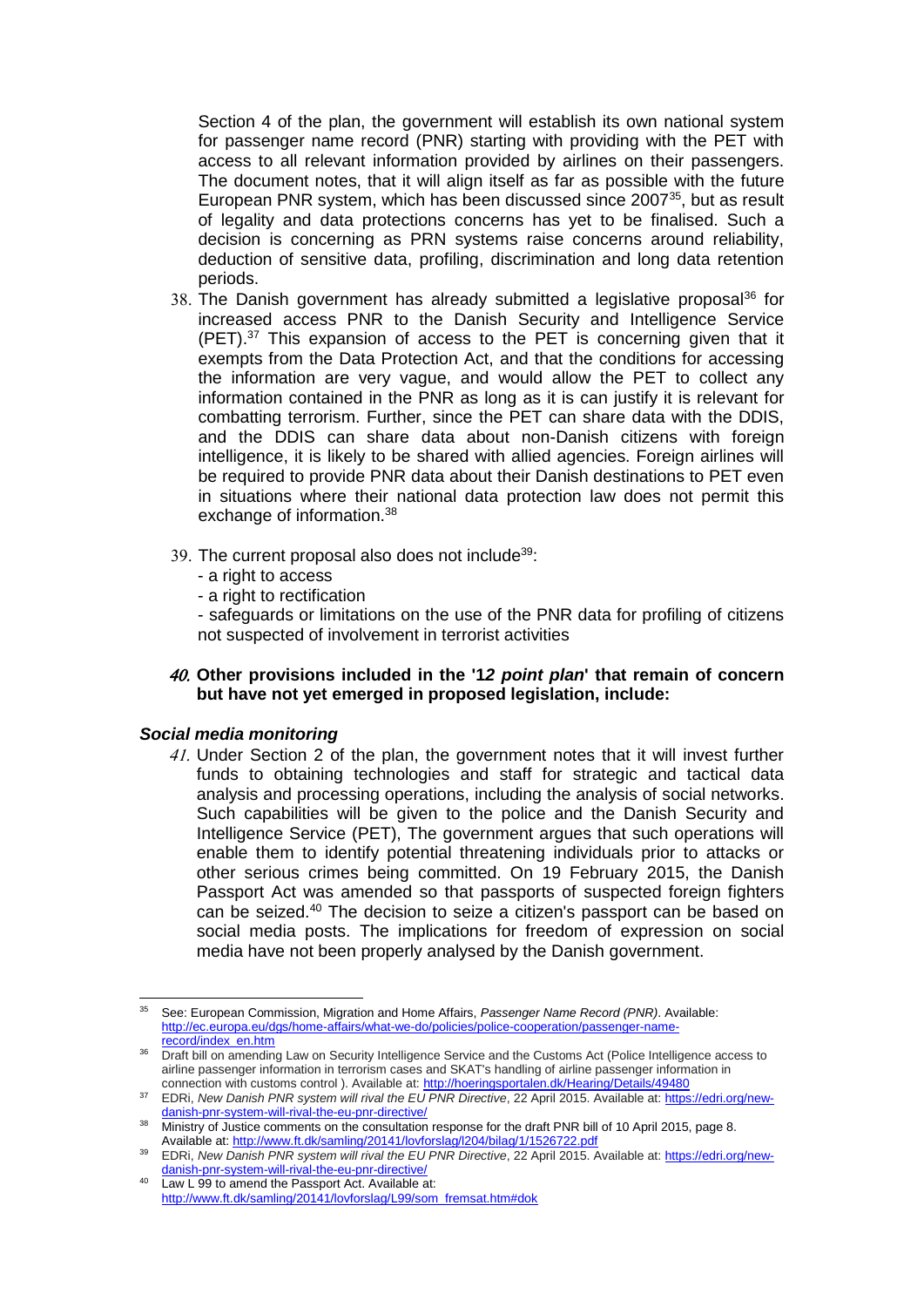Section 4 of the plan, the government will establish its own national system for passenger name record (PNR) starting with providing with the PET with access to all relevant information provided by airlines on their passengers. The document notes, that it will align itself as far as possible with the future European PNR system, which has been discussed since 2007[35], but as result of legality and data protections concerns has yet to be finalised. Such a decision is concerning as PRN systems raise concerns around reliability, deduction of sensitive data, profiling, discrimination and long data retention periods.

38. The Danish government has already submitted a legislative proposal[36] for increased access PNR to the Danish Security and Intelligence Service (PET).[37] This expansion of access to the PET is concerning given that it exempts from the Data Protection Act, and that the conditions for accessing the information are very vague, and would allow the PET to collect any information contained in the PNR as long as it is can justify it is relevant for combatting terrorism. Further, since the PET can share data with the DDIS, and the DDIS can share data about non-Danish citizens with foreign intelligence, it is likely to be shared with allied agencies. Foreign airlines will be required to provide PNR data about their Danish destinations to PET even in situations where their national data protection law does not permit this exchange of information.[38]

39. The current proposal also does not include[39]:
   - a right to access
   - a right to rectification
   - safeguards or limitations on the use of the PNR data for profiling of citizens not suspected of involvement in terrorist activities

40. **Other provisions included in the '1*2 point plan*' that remain of concern but have not yet emerged in proposed legislation, include:**

***Social media monitoring***

41. Under Section 2 of the plan, the government notes that it will invest further funds to obtaining technologies and staff for strategic and tactical data analysis and processing operations, including the analysis of social networks. Such capabilities will be given to the police and the Danish Security and Intelligence Service (PET), The government argues that such operations will enable them to identify potential threatening individuals prior to attacks or other serious crimes being committed. On 19 February 2015, the Danish Passport Act was amended so that passports of suspected foreign fighters can be seized.[40] The decision to seize a citizen's passport can be based on social media posts. The implications for freedom of expression on social media have not been properly analysed by the Danish government.

---

[35] See: European Commission, Migration and Home Affairs, *Passenger Name Record (PNR)*. Available: http://ec.europa.eu/dgs/home-affairs/what-we-do/policies/police-cooperation/passenger-name-record/index_en.htm

[36] Draft bill on amending Law on Security Intelligence Service and the Customs Act (Police Intelligence access to airline passenger information in terrorism cases and SKAT's handling of airline passenger information in connection with customs control ). Available at: http://hoeringsportalen.dk/Hearing/Details/49480

[37] EDRi, *New Danish PNR system will rival the EU PNR Directive*, 22 April 2015. Available at: https://edri.org/new-danish-pnr-system-will-rival-the-eu-pnr-directive/

[38] Ministry of Justice comments on the consultation response for the draft PNR bill of 10 April 2015, page 8. Available at: http://www.ft.dk/samling/20141/lovforslag/l204/bilag/1/1526722.pdf

[39] EDRi, *New Danish PNR system will rival the EU PNR Directive*, 22 April 2015. Available at: https://edri.org/new-danish-pnr-system-will-rival-the-eu-pnr-directive/

[40] Law L 99 to amend the Passport Act. Available at: http://www.ft.dk/samling/20141/lovforslag/L99/som_fremsat.htm#dok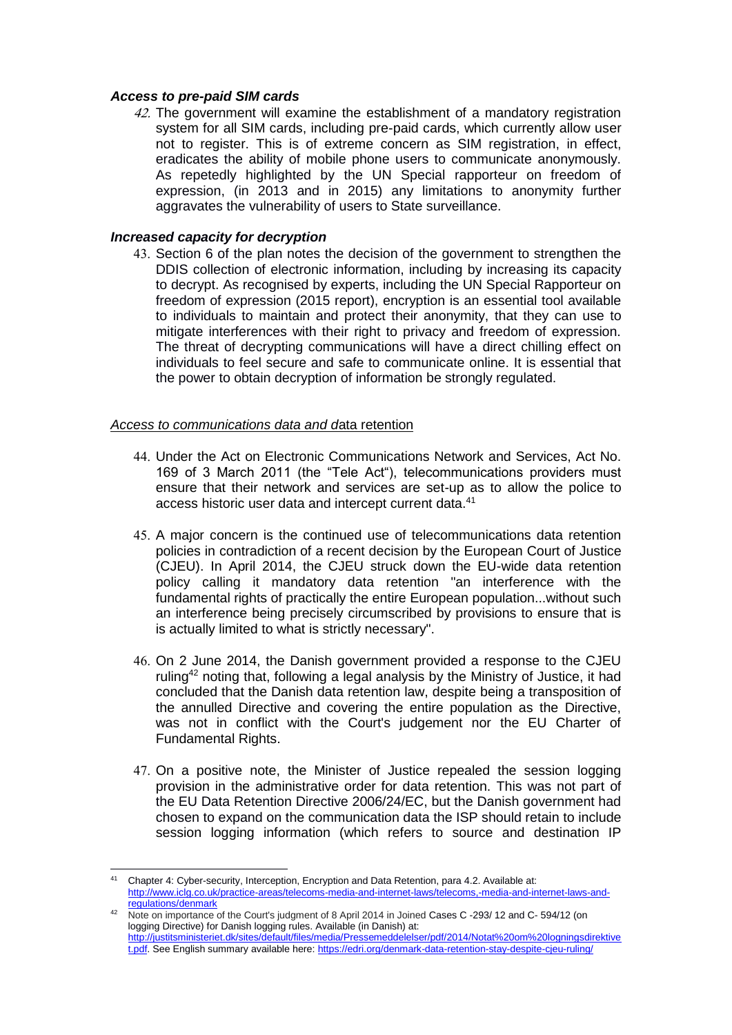### *Access to pre-paid SIM cards*

42. The government will examine the establishment of a mandatory registration system for all SIM cards, including pre-paid cards, which currently allow user not to register. This is of extreme concern as SIM registration, in effect, eradicates the ability of mobile phone users to communicate anonymously. As repetedly highlighted by the UN Special rapporteur on freedom of expression, (in 2013 and in 2015) any limitations to anonymity further aggravates the vulnerability of users to State surveillance.

### *Increased capacity for decryption*

43. Section 6 of the plan notes the decision of the government to strengthen the DDIS collection of electronic information, including by increasing its capacity to decrypt. As recognised by experts, including the UN Special Rapporteur on freedom of expression (2015 report), encryption is an essential tool available to individuals to maintain and protect their anonymity, that they can use to mitigate interferences with their right to privacy and freedom of expression. The threat of decrypting communications will have a direct chilling effect on individuals to feel secure and safe to communicate online. It is essential that the power to obtain decryption of information be strongly regulated.

### *Access to communications data and d*ata retention

44. Under the Act on Electronic Communications Network and Services, Act No. 169 of 3 March 2011 (the "Tele Act"), telecommunications providers must ensure that their network and services are set-up as to allow the police to access historic user data and intercept current data.[41]

45. A major concern is the continued use of telecommunications data retention policies in contradiction of a recent decision by the European Court of Justice (CJEU). In April 2014, the CJEU struck down the EU-wide data retention policy calling it mandatory data retention "an interference with the fundamental rights of practically the entire European population...without such an interference being precisely circumscribed by provisions to ensure that is is actually limited to what is strictly necessary".

46. On 2 June 2014, the Danish government provided a response to the CJEU ruling[42] noting that, following a legal analysis by the Ministry of Justice, it had concluded that the Danish data retention law, despite being a transposition of the annulled Directive and covering the entire population as the Directive, was not in conflict with the Court's judgement nor the EU Charter of Fundamental Rights.

47. On a positive note, the Minister of Justice repealed the session logging provision in the administrative order for data retention. This was not part of the EU Data Retention Directive 2006/24/EC, but the Danish government had chosen to expand on the communication data the ISP should retain to include session logging information (which refers to source and destination IP

---

[41] Chapter 4: Cyber-security, Interception, Encryption and Data Retention, para 4.2. Available at: http://www.iclg.co.uk/practice-areas/telecoms-media-and-internet-laws/telecoms,-media-and-internet-laws-and-regulations/denmark

[42] Note on importance of the Court's judgment of 8 April 2014 in Joined Cases C -293/ 12 and C- 594/12 (on logging Directive) for Danish logging rules. Available (in Danish) at: http://justitsministeriet.dk/sites/default/files/media/Pressemeddelelser/pdf/2014/Notat%20om%20logningsdirektivet.pdf. See English summary available here: https://edri.org/denmark-data-retention-stay-despite-cjeu-ruling/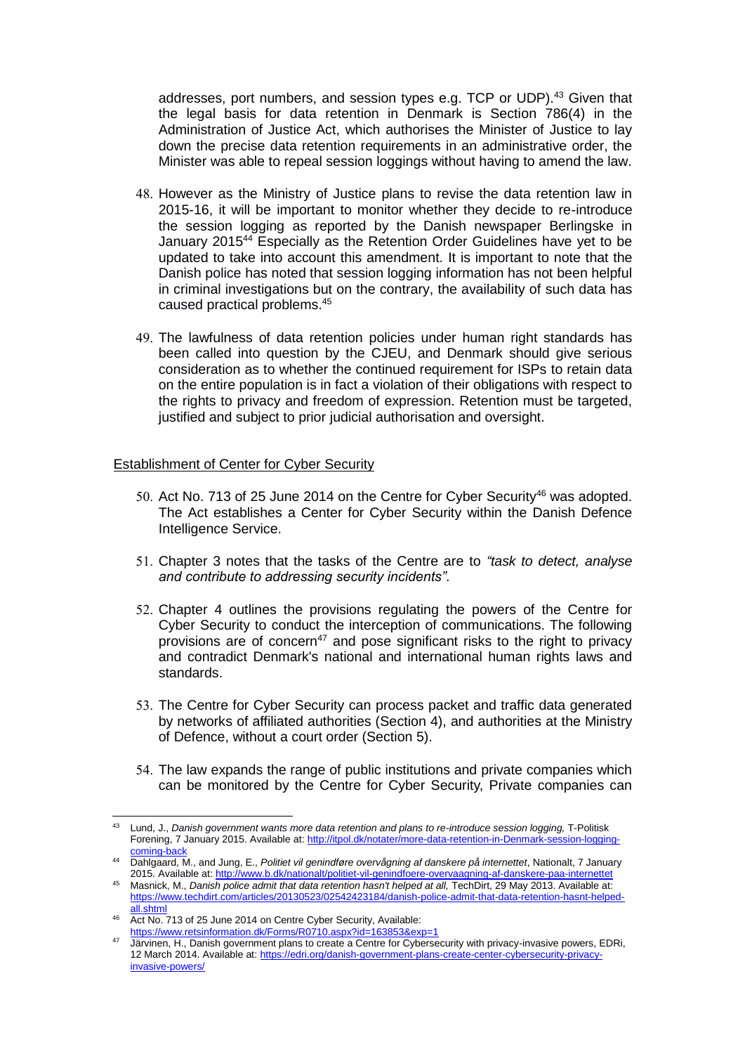addresses, port numbers, and session types e.g. TCP or UDP).[43] Given that the legal basis for data retention in Denmark is Section 786(4) in the Administration of Justice Act, which authorises the Minister of Justice to lay down the precise data retention requirements in an administrative order, the Minister was able to repeal session loggings without having to amend the law.

48. However as the Ministry of Justice plans to revise the data retention law in 2015-16, it will be important to monitor whether they decide to re-introduce the session logging as reported by the Danish newspaper Berlingske in January 2015[44] Especially as the Retention Order Guidelines have yet to be updated to take into account this amendment. It is important to note that the Danish police has noted that session logging information has not been helpful in criminal investigations but on the contrary, the availability of such data has caused practical problems.[45]

49. The lawfulness of data retention policies under human right standards has been called into question by the CJEU, and Denmark should give serious consideration as to whether the continued requirement for ISPs to retain data on the entire population is in fact a violation of their obligations with respect to the rights to privacy and freedom of expression. Retention must be targeted, justified and subject to prior judicial authorisation and oversight.

Establishment of Center for Cyber Security

50. Act No. 713 of 25 June 2014 on the Centre for Cyber Security[46] was adopted. The Act establishes a Center for Cyber Security within the Danish Defence Intelligence Service.

51. Chapter 3 notes that the tasks of the Centre are to *"task to detect, analyse and contribute to addressing security incidents"*.

52. Chapter 4 outlines the provisions regulating the powers of the Centre for Cyber Security to conduct the interception of communications. The following provisions are of concern[47] and pose significant risks to the right to privacy and contradict Denmark's national and international human rights laws and standards.

53. The Centre for Cyber Security can process packet and traffic data generated by networks of affiliated authorities (Section 4), and authorities at the Ministry of Defence, without a court order (Section 5).

54. The law expands the range of public institutions and private companies which can be monitored by the Centre for Cyber Security, Private companies can

---

[43] Lund, J., *Danish government wants more data retention and plans to re-introduce session logging,* T-Politisk Forening, 7 January 2015. Available at: http://itpol.dk/notater/more-data-retention-in-Denmark-session-logging-coming-back

[44] Dahlgaard, M., and Jung, E., *Politiet vil genindføre overvågning af danskere på internettet*, Nationalt, 7 January 2015. Available at: http://www.b.dk/nationalt/politiet-vil-genindfoere-overvaagning-af-danskere-paa-internettet

[45] Masnick, M., *Danish police admit that data retention hasn't helped at all,* TechDirt, 29 May 2013. Available at: https://www.techdirt.com/articles/20130523/02542423184/danish-police-admit-that-data-retention-hasnt-helped-all.shtml

[46] Act No. 713 of 25 June 2014 on Centre Cyber Security, Available: https://www.retsinformation.dk/Forms/R0710.aspx?id=163853&exp=1

[47] Järvinen, H., Danish government plans to create a Centre for Cybersecurity with privacy-invasive powers, EDRi, 12 March 2014. Available at: https://edri.org/danish-government-plans-create-center-cybersecurity-privacy-invasive-powers/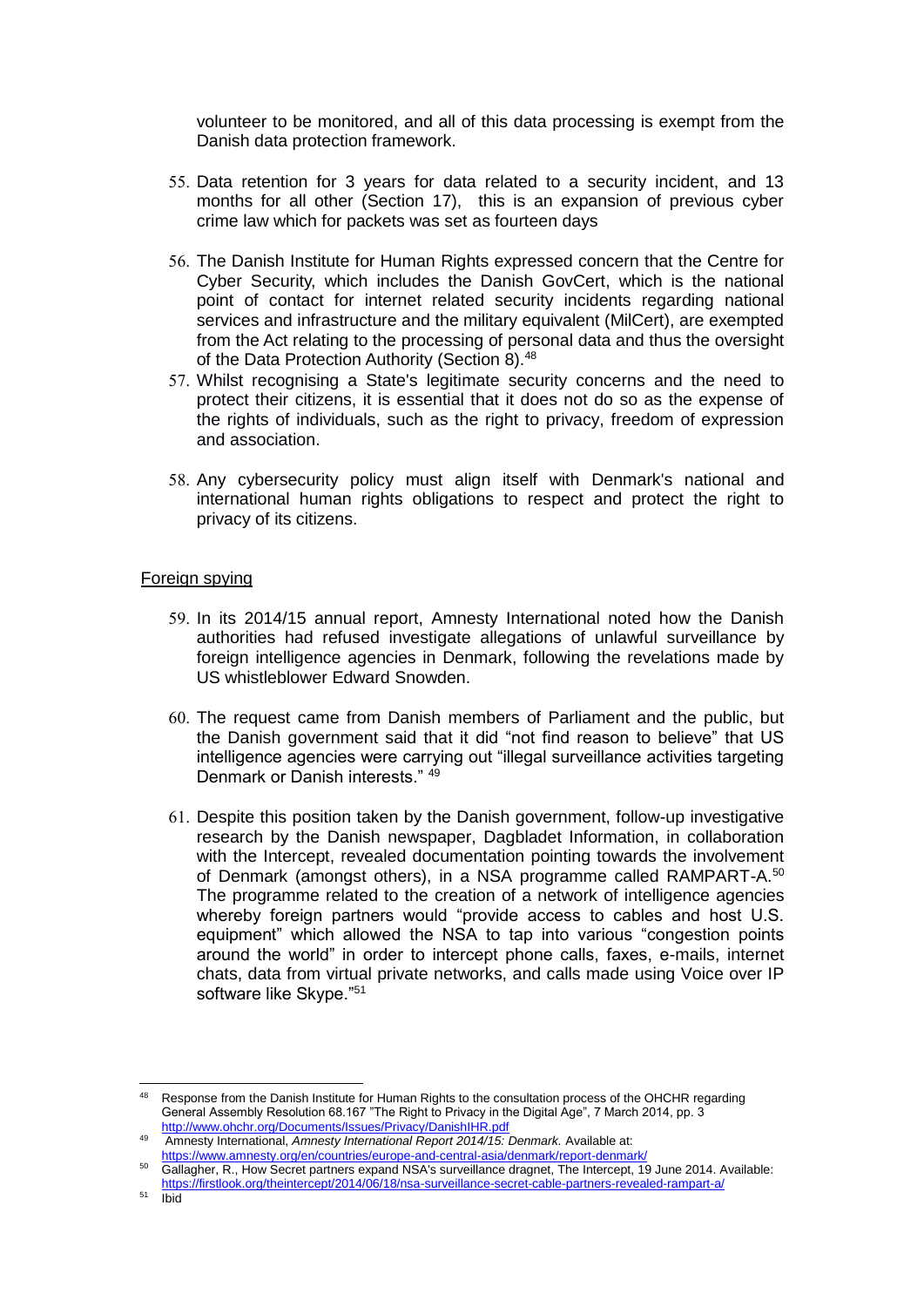volunteer to be monitored, and all of this data processing is exempt from the Danish data protection framework.

55. Data retention for 3 years for data related to a security incident, and 13 months for all other (Section 17), this is an expansion of previous cyber crime law which for packets was set as fourteen days

56. The Danish Institute for Human Rights expressed concern that the Centre for Cyber Security, which includes the Danish GovCert, which is the national point of contact for internet related security incidents regarding national services and infrastructure and the military equivalent (MilCert), are exempted from the Act relating to the processing of personal data and thus the oversight of the Data Protection Authority (Section 8).[48]

57. Whilst recognising a State's legitimate security concerns and the need to protect their citizens, it is essential that it does not do so as the expense of the rights of individuals, such as the right to privacy, freedom of expression and association.

58. Any cybersecurity policy must align itself with Denmark's national and international human rights obligations to respect and protect the right to privacy of its citizens.

<u>Foreign spying</u>

59. In its 2014/15 annual report, Amnesty International noted how the Danish authorities had refused investigate allegations of unlawful surveillance by foreign intelligence agencies in Denmark, following the revelations made by US whistleblower Edward Snowden.

60. The request came from Danish members of Parliament and the public, but the Danish government said that it did "not find reason to believe" that US intelligence agencies were carrying out "illegal surveillance activities targeting Denmark or Danish interests." [49]

61. Despite this position taken by the Danish government, follow-up investigative research by the Danish newspaper, Dagbladet Information, in collaboration with the Intercept, revealed documentation pointing towards the involvement of Denmark (amongst others), in a NSA programme called RAMPART-A.[50] The programme related to the creation of a network of intelligence agencies whereby foreign partners would "provide access to cables and host U.S. equipment" which allowed the NSA to tap into various "congestion points around the world" in order to intercept phone calls, faxes, e-mails, internet chats, data from virtual private networks, and calls made using Voice over IP software like Skype."[51]

---

[48] Response from the Danish Institute for Human Rights to the consultation process of the OHCHR regarding General Assembly Resolution 68.167 "The Right to Privacy in the Digital Age", 7 March 2014, pp. 3 http://www.ohchr.org/Documents/Issues/Privacy/DanishIHR.pdf

[49] Amnesty International, *Amnesty International Report 2014/15: Denmark.* Available at: https://www.amnesty.org/en/countries/europe-and-central-asia/denmark/report-denmark/

[50] Gallagher, R., How Secret partners expand NSA's surveillance dragnet, The Intercept, 19 June 2014. Available: https://firstlook.org/theintercept/2014/06/18/nsa-surveillance-secret-cable-partners-revealed-rampart-a/

[51] Ibid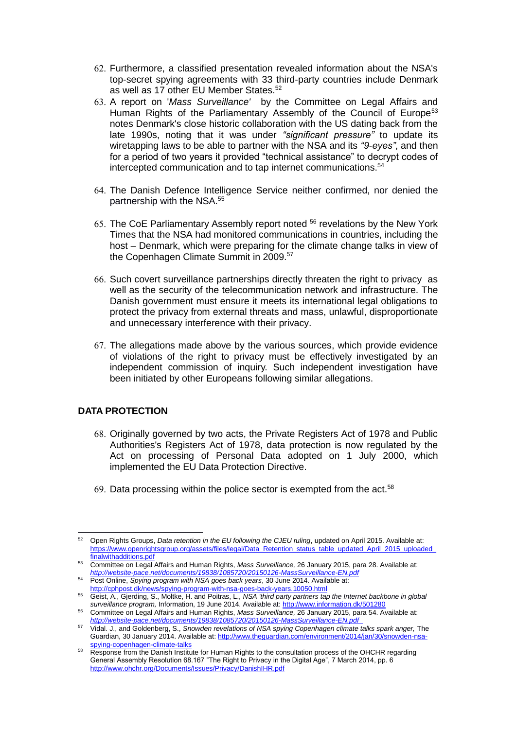62. Furthermore, a classified presentation revealed information about the NSA's top-secret spying agreements with 33 third-party countries include Denmark as well as 17 other EU Member States.[52]

63. A report on '*Mass Surveillance*' by the Committee on Legal Affairs and Human Rights of the Parliamentary Assembly of the Council of Europe[53] notes Denmark's close historic collaboration with the US dating back from the late 1990s, noting that it was under *"significant pressure"* to update its wiretapping laws to be able to partner with the NSA and its *"9-eyes"*, and then for a period of two years it provided "technical assistance" to decrypt codes of intercepted communication and to tap internet communications.[54]

64. The Danish Defence Intelligence Service neither confirmed, nor denied the partnership with the NSA.[55]

65. The CoE Parliamentary Assembly report noted [56] revelations by the New York Times that the NSA had monitored communications in countries, including the host – Denmark, which were preparing for the climate change talks in view of the Copenhagen Climate Summit in 2009.[57]

66. Such covert surveillance partnerships directly threaten the right to privacy as well as the security of the telecommunication network and infrastructure. The Danish government must ensure it meets its international legal obligations to protect the privacy from external threats and mass, unlawful, disproportionate and unnecessary interference with their privacy.

67. The allegations made above by the various sources, which provide evidence of violations of the right to privacy must be effectively investigated by an independent commission of inquiry. Such independent investigation have been initiated by other Europeans following similar allegations.

## DATA PROTECTION

68. Originally governed by two acts, the Private Registers Act of 1978 and Public Authorities's Registers Act of 1978, data protection is now regulated by the Act on processing of Personal Data adopted on 1 July 2000, which implemented the EU Data Protection Directive.

69. Data processing within the police sector is exempted from the act.[58]

---

[52] Open Rights Groups, *Data retention in the EU following the CJEU ruling*, updated on April 2015. Available at: https://www.openrightsgroup.org/assets/files/legal/Data_Retention_status_table_updated_April_2015_uploaded_finalwithadditions.pdf

[53] Committee on Legal Affairs and Human Rights, *Mass Surveillance,* 26 January 2015, para 28. Available at: *http://website-pace.net/documents/19838/1085720/20150126-MassSurveillance-EN.pdf*

[54] Post Online, *Spying program with NSA goes back years*, 30 June 2014. Available at: http://cphpost.dk/news/spying-program-with-nsa-goes-back-years.10050.html

[55] Geist, A., Gjerding, S., Moltke, H. and Poitras, L., *NSA 'third party partners tap the Internet backbone in global surveillance program,* Information, 19 June 2014. Available at: http://www.information.dk/501280

[56] Committee on Legal Affairs and Human Rights, *Mass Surveillance,* 26 January 2015, para 54. Available at: *http://website-pace.net/documents/19838/1085720/20150126-MassSurveillance-EN.pdf*

[57] Vidal. J., and Goldenberg, S., *Snowden revelations of NSA spying Copenhagen climate talks spark anger,* The Guardian, 30 January 2014. Available at: http://www.theguardian.com/environment/2014/jan/30/snowden-nsa-spying-copenhagen-climate-talks

[58] Response from the Danish Institute for Human Rights to the consultation process of the OHCHR regarding General Assembly Resolution 68.167 "The Right to Privacy in the Digital Age", 7 March 2014, pp. 6 http://www.ohchr.org/Documents/Issues/Privacy/DanishIHR.pdf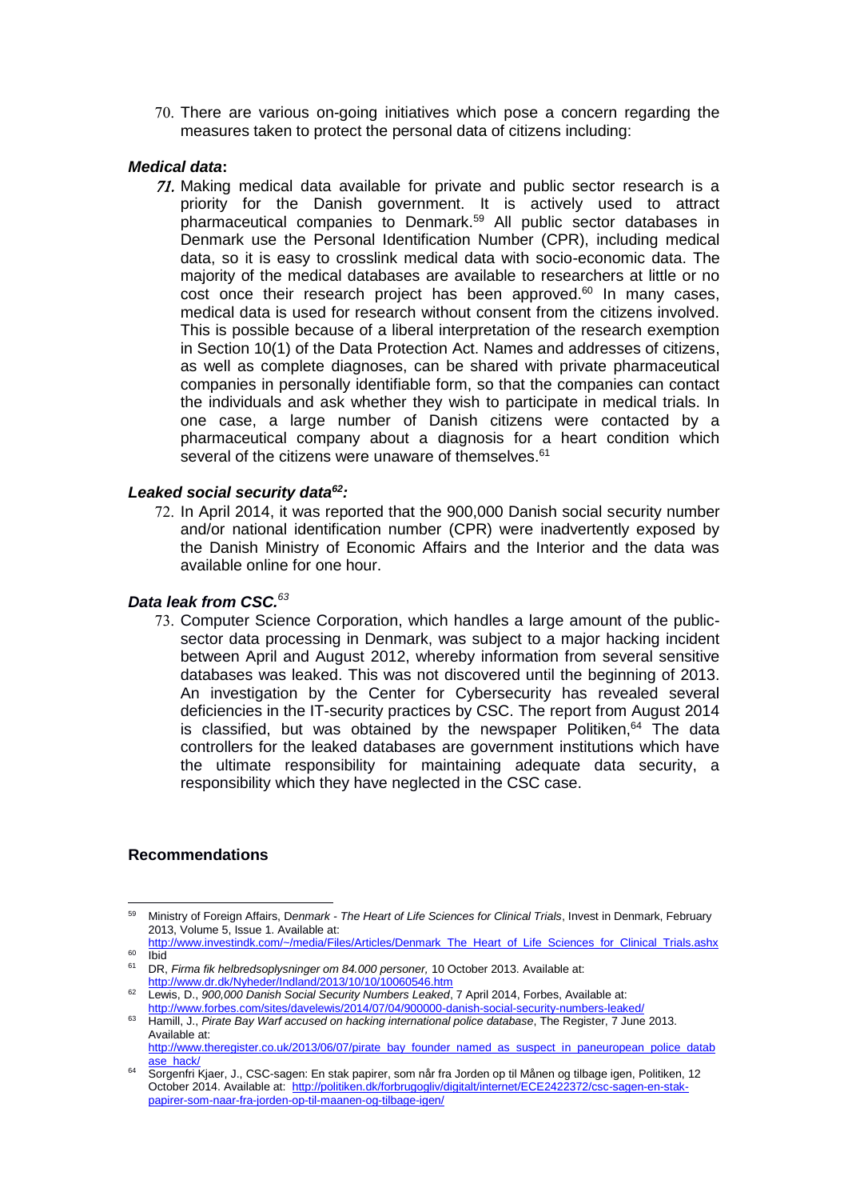70. There are various on-going initiatives which pose a concern regarding the measures taken to protect the personal data of citizens including:

***Medical data*:**

71. Making medical data available for private and public sector research is a priority for the Danish government. It is actively used to attract pharmaceutical companies to Denmark.[59] All public sector databases in Denmark use the Personal Identification Number (CPR), including medical data, so it is easy to crosslink medical data with socio-economic data. The majority of the medical databases are available to researchers at little or no cost once their research project has been approved.[60] In many cases, medical data is used for research without consent from the citizens involved. This is possible because of a liberal interpretation of the research exemption in Section 10(1) of the Data Protection Act. Names and addresses of citizens, as well as complete diagnoses, can be shared with private pharmaceutical companies in personally identifiable form, so that the companies can contact the individuals and ask whether they wish to participate in medical trials. In one case, a large number of Danish citizens were contacted by a pharmaceutical company about a diagnosis for a heart condition which several of the citizens were unaware of themselves.[61]

***Leaked social security data[62]:***

72. In April 2014, it was reported that the 900,000 Danish social security number and/or national identification number (CPR) were inadvertently exposed by the Danish Ministry of Economic Affairs and the Interior and the data was available online for one hour.

***Data leak from CSC.[63]***

73. Computer Science Corporation, which handles a large amount of the public-sector data processing in Denmark, was subject to a major hacking incident between April and August 2012, whereby information from several sensitive databases was leaked. This was not discovered until the beginning of 2013. An investigation by the Center for Cybersecurity has revealed several deficiencies in the IT-security practices by CSC. The report from August 2014 is classified, but was obtained by the newspaper Politiken,[64] The data controllers for the leaked databases are government institutions which have the ultimate responsibility for maintaining adequate data security, a responsibility which they have neglected in the CSC case.

**Recommendations**

---

[59] Ministry of Foreign Affairs, D*enmark - The Heart of Life Sciences for Clinical Trials*, Invest in Denmark, February 2013, Volume 5, Issue 1. Available at: http://www.investindk.com/~/media/Files/Articles/Denmark_The_Heart_of_Life_Sciences_for_Clinical_Trials.ashx

[60] Ibid

[61] DR, *Firma fik helbredsoplysninger om 84.000 personer,* 10 October 2013. Available at: http://www.dr.dk/Nyheder/Indland/2013/10/10/10060546.htm

[62] Lewis, D., *900,000 Danish Social Security Numbers Leaked*, 7 April 2014, Forbes, Available at: http://www.forbes.com/sites/davelewis/2014/07/04/900000-danish-social-security-numbers-leaked/

[63] Hamill, J., *Pirate Bay Warf accused on hacking international police database*, The Register, 7 June 2013. Available at: http://www.theregister.co.uk/2013/06/07/pirate_bay_founder_named_as_suspect_in_paneuropean_police_database_hack/

[64] Sorgenfri Kjaer, J., CSC-sagen: En stak papirer, som når fra Jorden op til Månen og tilbage igen, Politiken, 12 October 2014. Available at: http://politiken.dk/forbrugogliv/digitalt/internet/ECE2422372/csc-sagen-en-stak-papirer-som-naar-fra-jorden-op-til-maanen-og-tilbage-igen/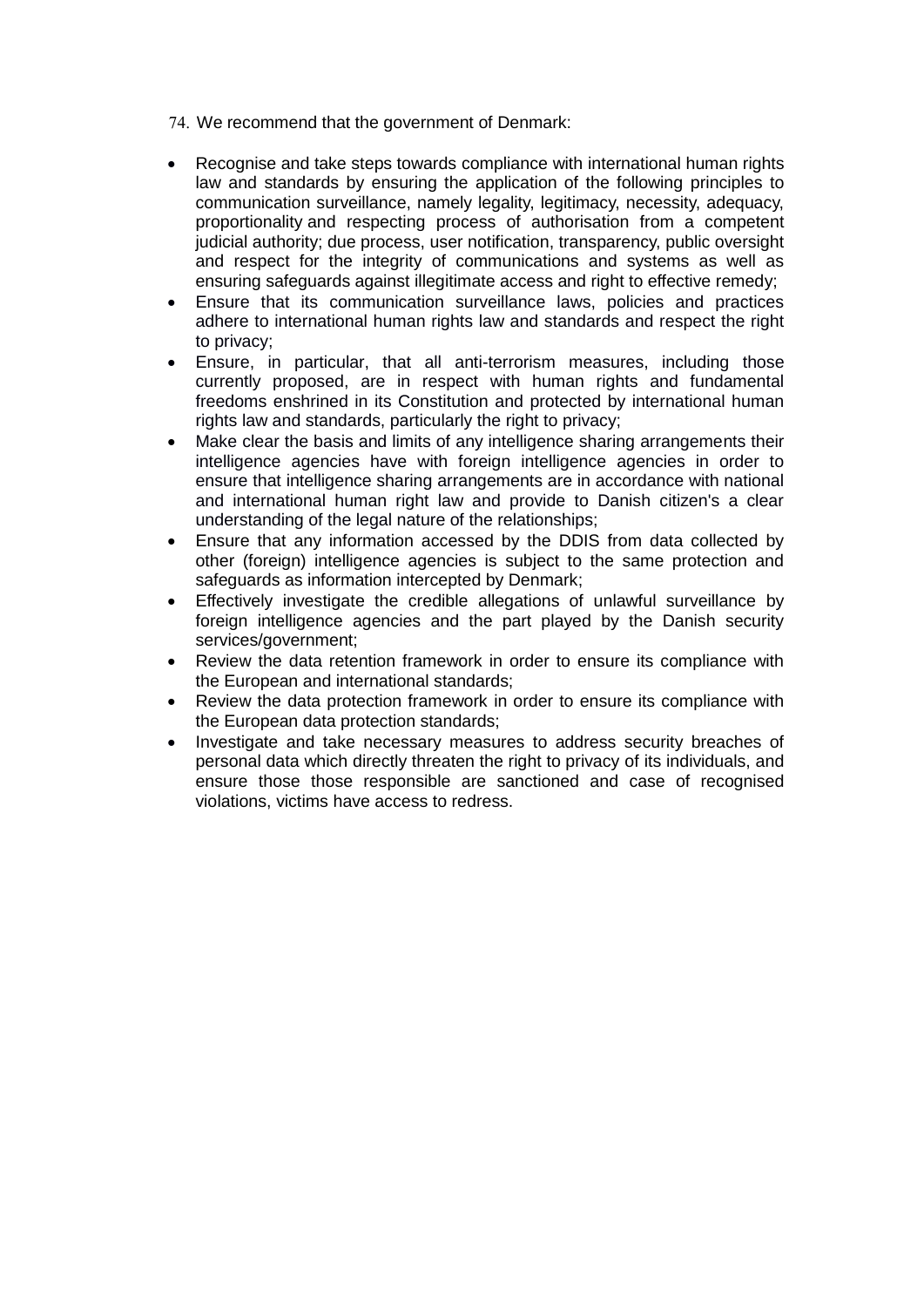74. We recommend that the government of Denmark:

- Recognise and take steps towards compliance with international human rights law and standards by ensuring the application of the following principles to communication surveillance, namely legality, legitimacy, necessity, adequacy, proportionality and respecting process of authorisation from a competent judicial authority; due process, user notification, transparency, public oversight and respect for the integrity of communications and systems as well as ensuring safeguards against illegitimate access and right to effective remedy;
- Ensure that its communication surveillance laws, policies and practices adhere to international human rights law and standards and respect the right to privacy;
- Ensure, in particular, that all anti-terrorism measures, including those currently proposed, are in respect with human rights and fundamental freedoms enshrined in its Constitution and protected by international human rights law and standards, particularly the right to privacy;
- Make clear the basis and limits of any intelligence sharing arrangements their intelligence agencies have with foreign intelligence agencies in order to ensure that intelligence sharing arrangements are in accordance with national and international human right law and provide to Danish citizen's a clear understanding of the legal nature of the relationships;
- Ensure that any information accessed by the DDIS from data collected by other (foreign) intelligence agencies is subject to the same protection and safeguards as information intercepted by Denmark;
- Effectively investigate the credible allegations of unlawful surveillance by foreign intelligence agencies and the part played by the Danish security services/government;
- Review the data retention framework in order to ensure its compliance with the European and international standards;
- Review the data protection framework in order to ensure its compliance with the European data protection standards;
- Investigate and take necessary measures to address security breaches of personal data which directly threaten the right to privacy of its individuals, and ensure those those responsible are sanctioned and case of recognised violations, victims have access to redress.